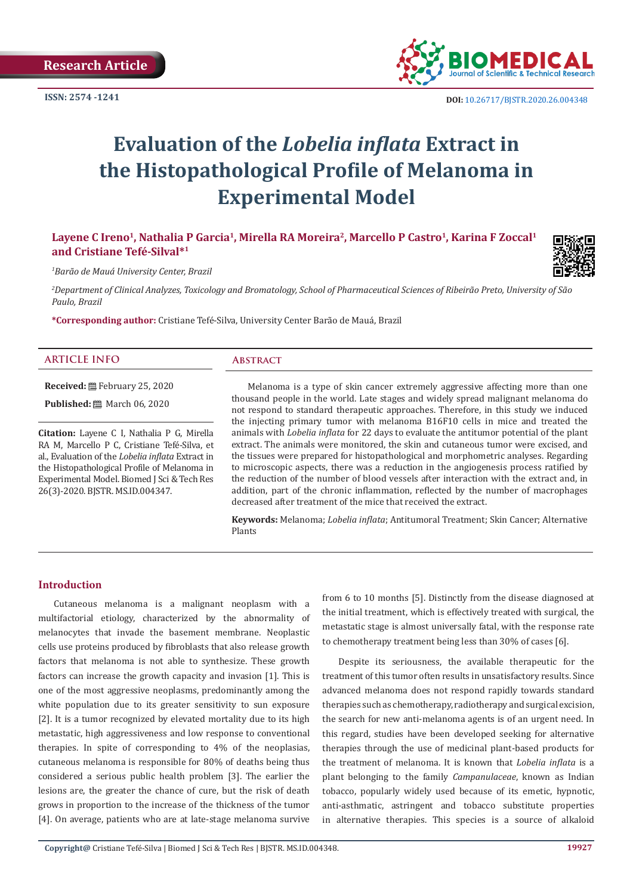Research Article

ISSN: 2574 -1241

DOI: 10.26717/BJSTR.2020.26.004348

# Evaluation of the *Lobelia inflata* Extract in the Histopathological Profile of Melanoma in Experimental Model

**Layene C Ireno[1], Nathalia P Garcia[1], Mirella RA Moreira[2], Marcello P Castro[1], Karina F Zoccal[1] and Cristiane Tefé-Silva1*[1]**

[1]*Barão de Mauá University Center, Brazil*

[2]*Department of Clinical Analyzes, Toxicology and Bromatology, School of Pharmaceutical Sciences of Ribeirão Preto, University of São Paulo, Brazil*

**\*Corresponding author:** Cristiane Tefé-Silva, University Center Barão de Mauá, Brazil

## ARTICLE INFO

**Received:** February 25, 2020

**Published:** March 06, 2020

**Citation:** Layene C I, Nathalia P G, Mirella RA M, Marcello P C, Cristiane Tefé-Silva, et al., Evaluation of the *Lobelia inflata* Extract in the Histopathological Profile of Melanoma in Experimental Model. Biomed J Sci & Tech Res 26(3)-2020. BJSTR. MS.ID.004347.

## Abstract

Melanoma is a type of skin cancer extremely aggressive affecting more than one thousand people in the world. Late stages and widely spread malignant melanoma do not respond to standard therapeutic approaches. Therefore, in this study we induced the injecting primary tumor with melanoma B16F10 cells in mice and treated the animals with *Lobelia inflata* for 22 days to evaluate the antitumor potential of the plant extract. The animals were monitored, the skin and cutaneous tumor were excised, and the tissues were prepared for histopathological and morphometric analyses. Regarding to microscopic aspects, there was a reduction in the angiogenesis process ratified by the reduction of the number of blood vessels after interaction with the extract and, in addition, part of the chronic inflammation, reflected by the number of macrophages decreased after treatment of the mice that received the extract.

**Keywords:** Melanoma; *Lobelia inflata*; Antitumoral Treatment; Skin Cancer; Alternative Plants

## Introduction

Cutaneous melanoma is a malignant neoplasm with a multifactorial etiology, characterized by the abnormality of melanocytes that invade the basement membrane. Neoplastic cells use proteins produced by fibroblasts that also release growth factors that melanoma is not able to synthesize. These growth factors can increase the growth capacity and invasion [1]. This is one of the most aggressive neoplasms, predominantly among the white population due to its greater sensitivity to sun exposure [2]. It is a tumor recognized by elevated mortality due to its high metastatic, high aggressiveness and low response to conventional therapies. In spite of corresponding to 4% of the neoplasias, cutaneous melanoma is responsible for 80% of deaths being thus considered a serious public health problem [3]. The earlier the lesions are, the greater the chance of cure, but the risk of death grows in proportion to the increase of the thickness of the tumor [4]. On average, patients who are at late-stage melanoma survive from 6 to 10 months [5]. Distinctly from the disease diagnosed at the initial treatment, which is effectively treated with surgical, the metastatic stage is almost universally fatal, with the response rate to chemotherapy treatment being less than 30% of cases [6].

Despite its seriousness, the available therapeutic for the treatment of this tumor often results in unsatisfactory results. Since advanced melanoma does not respond rapidly towards standard therapies such as chemotherapy, radiotherapy and surgical excision, the search for new anti-melanoma agents is of an urgent need. In this regard, studies have been developed seeking for alternative therapies through the use of medicinal plant-based products for the treatment of melanoma. It is known that *Lobelia inflata* is a plant belonging to the family *Campanulaceae*, known as Indian tobacco, popularly widely used because of its emetic, hypnotic, anti-asthmatic, astringent and tobacco substitute properties in alternative therapies. This species is a source of alkaloid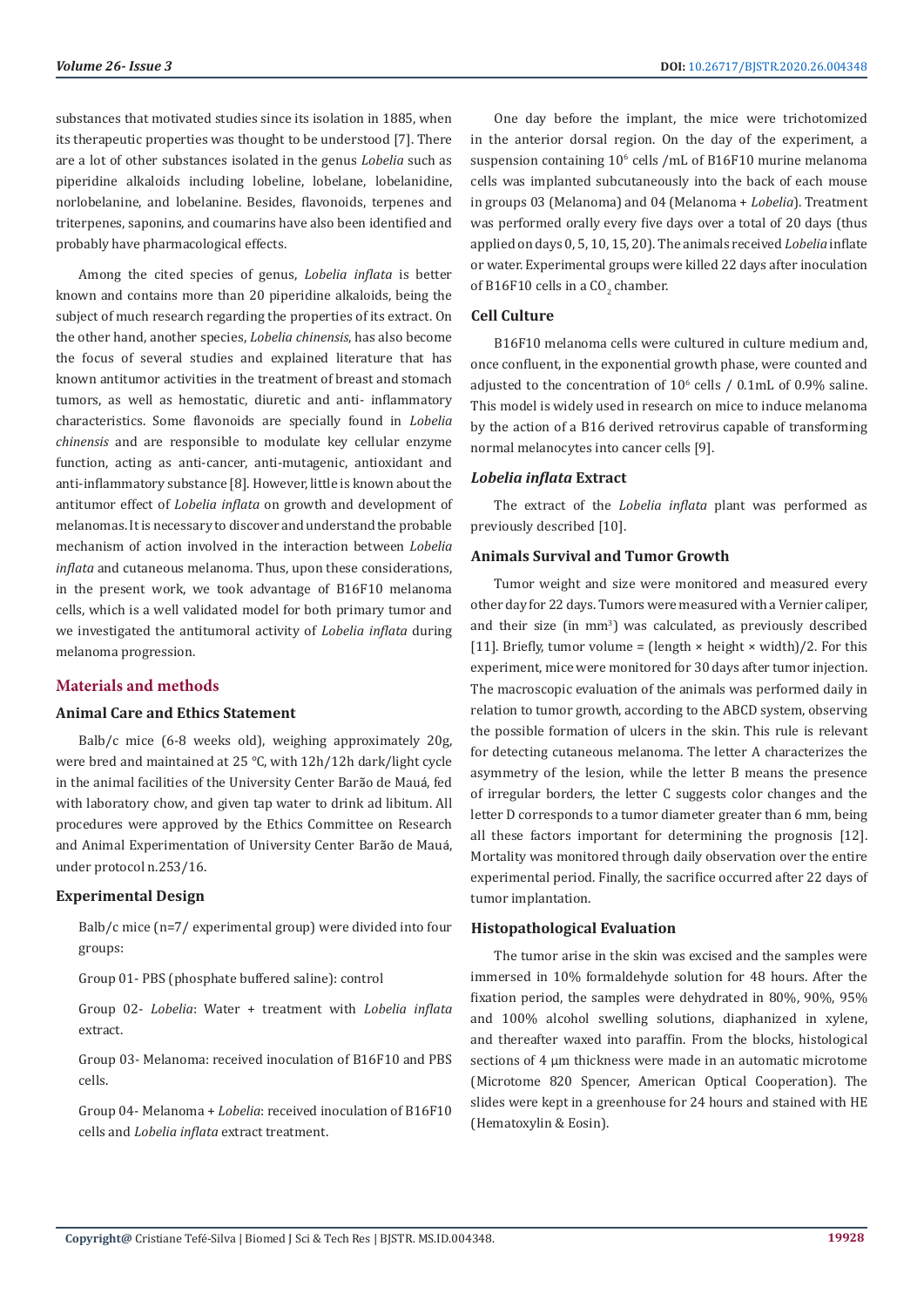substances that motivated studies since its isolation in 1885, when its therapeutic properties was thought to be understood [7]. There are a lot of other substances isolated in the genus *Lobelia* such as piperidine alkaloids including lobeline, lobelane, lobelanidine, norlobelanine, and lobelanine. Besides, flavonoids, terpenes and triterpenes, saponins, and coumarins have also been identified and probably have pharmacological effects.

Among the cited species of genus, *Lobelia inflata* is better known and contains more than 20 piperidine alkaloids, being the subject of much research regarding the properties of its extract. On the other hand, another species, *Lobelia chinensis*, has also become the focus of several studies and explained literature that has known antitumor activities in the treatment of breast and stomach tumors, as well as hemostatic, diuretic and anti- inflammatory characteristics. Some flavonoids are specially found in *Lobelia chinensis* and are responsible to modulate key cellular enzyme function, acting as anti-cancer, anti-mutagenic, antioxidant and anti-inflammatory substance [8]. However, little is known about the antitumor effect of *Lobelia inflata* on growth and development of melanomas. It is necessary to discover and understand the probable mechanism of action involved in the interaction between *Lobelia inflata* and cutaneous melanoma. Thus, upon these considerations, in the present work, we took advantage of B16F10 melanoma cells, which is a well validated model for both primary tumor and we investigated the antitumoral activity of *Lobelia inflata* during melanoma progression.

## Materials and methods

### Animal Care and Ethics Statement

Balb/c mice (6-8 weeks old), weighing approximately 20g, were bred and maintained at 25 °C, with 12h/12h dark/light cycle in the animal facilities of the University Center Barão de Mauá, fed with laboratory chow, and given tap water to drink ad libitum. All procedures were approved by the Ethics Committee on Research and Animal Experimentation of University Center Barão de Mauá, under protocol n.253/16.

### Experimental Design

Balb/c mice (n=7/ experimental group) were divided into four groups:

Group 01- PBS (phosphate buffered saline): control

Group 02- *Lobelia*: Water + treatment with *Lobelia inflata* extract.

Group 03- Melanoma: received inoculation of B16F10 and PBS cells.

Group 04- Melanoma + *Lobelia*: received inoculation of B16F10 cells and *Lobelia inflata* extract treatment.

One day before the implant, the mice were trichotomized in the anterior dorsal region. On the day of the experiment, a suspension containing $10^6$ cells /mL of B16F10 murine melanoma cells was implanted subcutaneously into the back of each mouse in groups 03 (Melanoma) and 04 (Melanoma + *Lobelia*). Treatment was performed orally every five days over a total of 20 days (thus applied on days 0, 5, 10, 15, 20). The animals received *Lobelia* inflate or water. Experimental groups were killed 22 days after inoculation of B16F10 cells in a $CO_2$ chamber.

### Cell Culture

B16F10 melanoma cells were cultured in culture medium and, once confluent, in the exponential growth phase, were counted and adjusted to the concentration of $10^6$ cells / 0.1mL of 0.9% saline. This model is widely used in research on mice to induce melanoma by the action of a B16 derived retrovirus capable of transforming normal melanocytes into cancer cells [9].

### *Lobelia inflata* Extract

The extract of the *Lobelia inflata* plant was performed as previously described [10].

### Animals Survival and Tumor Growth

Tumor weight and size were monitored and measured every other day for 22 days. Tumors were measured with a Vernier caliper, and their size (in $mm^3$) was calculated, as previously described [11]. Briefly, tumor volume = (length × height × width)/2. For this experiment, mice were monitored for 30 days after tumor injection. The macroscopic evaluation of the animals was performed daily in relation to tumor growth, according to the ABCD system, observing the possible formation of ulcers in the skin. This rule is relevant for detecting cutaneous melanoma. The letter A characterizes the asymmetry of the lesion, while the letter B means the presence of irregular borders, the letter C suggests color changes and the letter D corresponds to a tumor diameter greater than 6 mm, being all these factors important for determining the prognosis [12]. Mortality was monitored through daily observation over the entire experimental period. Finally, the sacrifice occurred after 22 days of tumor implantation.

### Histopathological Evaluation

The tumor arise in the skin was excised and the samples were immersed in 10% formaldehyde solution for 48 hours. After the fixation period, the samples were dehydrated in 80%, 90%, 95% and 100% alcohol swelling solutions, diaphanized in xylene, and thereafter waxed into paraffin. From the blocks, histological sections of 4 µm thickness were made in an automatic microtome (Microtome 820 Spencer, American Optical Cooperation). The slides were kept in a greenhouse for 24 hours and stained with HE (Hematoxylin & Eosin).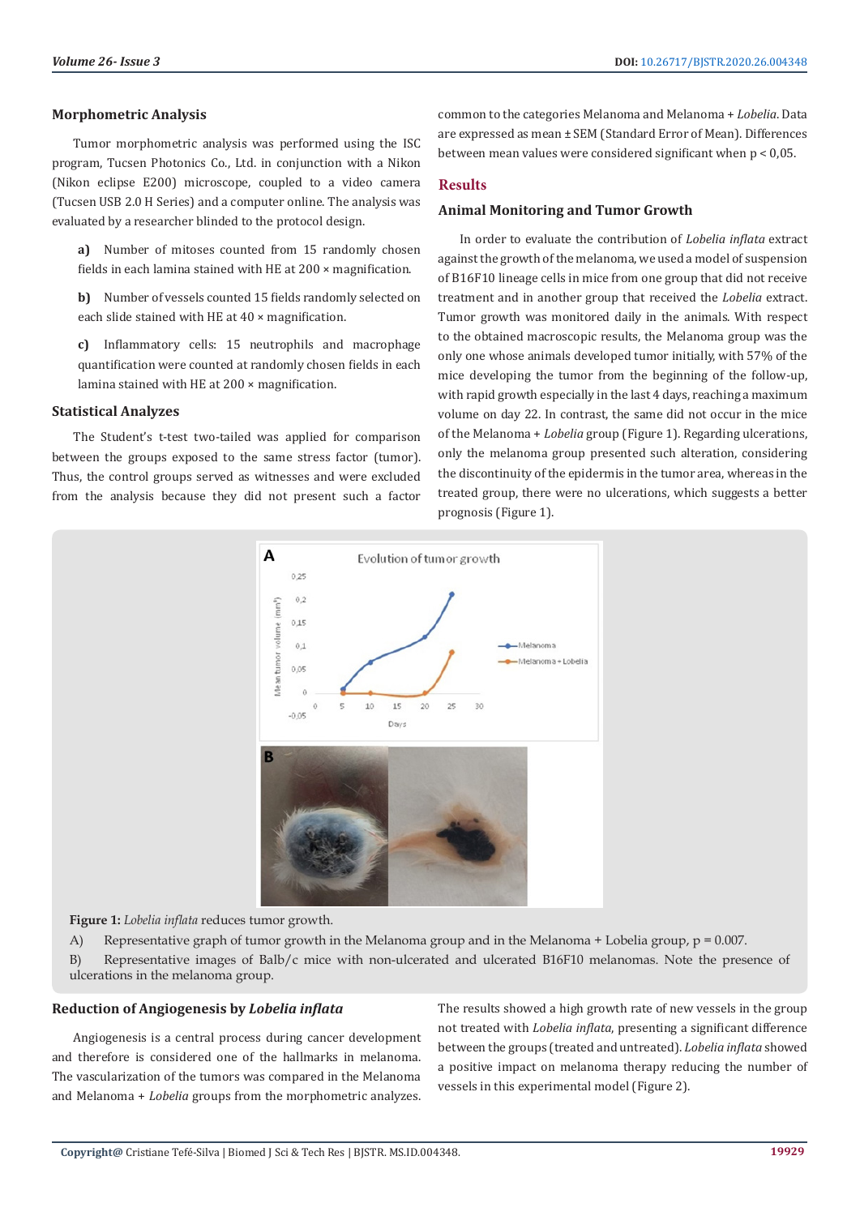### Morphometric Analysis

Tumor morphometric analysis was performed using the ISC program, Tucsen Photonics Co., Ltd. in conjunction with a Nikon (Nikon eclipse E200) microscope, coupled to a video camera (Tucsen USB 2.0 H Series) and a computer online. The analysis was evaluated by a researcher blinded to the protocol design.

**a)** Number of mitoses counted from 15 randomly chosen fields in each lamina stained with HE at 200 × magnification.

**b)** Number of vessels counted 15 fields randomly selected on each slide stained with HE at 40 × magnification.

**c)** Inflammatory cells: 15 neutrophils and macrophage quantification were counted at randomly chosen fields in each lamina stained with HE at 200 × magnification.

### Statistical Analyzes

The Student's t-test two-tailed was applied for comparison between the groups exposed to the same stress factor (tumor). Thus, the control groups served as witnesses and were excluded from the analysis because they did not present such a factor common to the categories Melanoma and Melanoma + *Lobelia*. Data are expressed as mean ± SEM (Standard Error of Mean). Differences between mean values were considered significant when p < 0,05.

## Results

### Animal Monitoring and Tumor Growth

In order to evaluate the contribution of *Lobelia inflata* extract against the growth of the melanoma, we used a model of suspension of B16F10 lineage cells in mice from one group that did not receive treatment and in another group that received the *Lobelia* extract. Tumor growth was monitored daily in the animals. With respect to the obtained macroscopic results, the Melanoma group was the only one whose animals developed tumor initially, with 57% of the mice developing the tumor from the beginning of the follow-up, with rapid growth especially in the last 4 days, reaching a maximum volume on day 22. In contrast, the same did not occur in the mice of the Melanoma + *Lobelia* group (Figure 1). Regarding ulcerations, only the melanoma group presented such alteration, considering the discontinuity of the epidermis in the tumor area, whereas in the treated group, there were no ulcerations, which suggests a better prognosis (Figure 1).

**Figure 1:** *Lobelia inflata* reduces tumor growth.

A) Representative graph of tumor growth in the Melanoma group and in the Melanoma + Lobelia group, p = 0.007.

B) Representative images of Balb/c mice with non-ulcerated and ulcerated B16F10 melanomas. Note the presence of ulcerations in the melanoma group.

### Reduction of Angiogenesis by *Lobelia inflata*

Angiogenesis is a central process during cancer development and therefore is considered one of the hallmarks in melanoma. The vascularization of the tumors was compared in the Melanoma and Melanoma + *Lobelia* groups from the morphometric analyzes. The results showed a high growth rate of new vessels in the group not treated with *Lobelia inflata*, presenting a significant difference between the groups (treated and untreated). *Lobelia inflata* showed a positive impact on melanoma therapy reducing the number of vessels in this experimental model (Figure 2).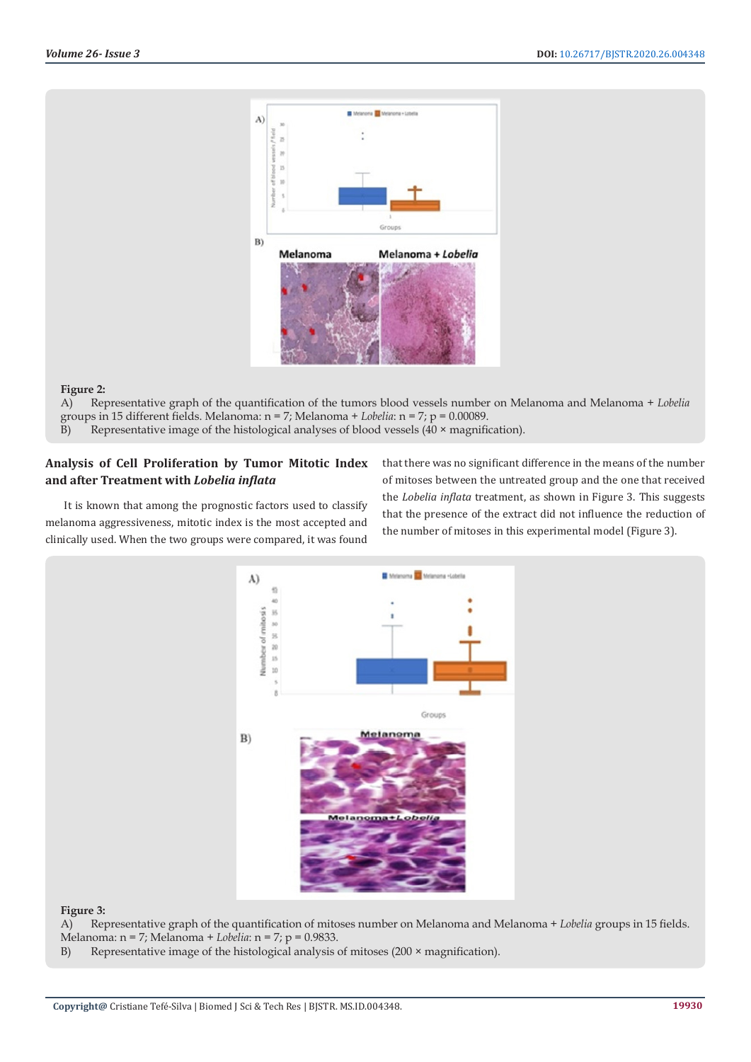**Figure 2:**

A) Representative graph of the quantification of the tumors blood vessels number on Melanoma and Melanoma + *Lobelia* groups in 15 different fields. Melanoma: n = 7; Melanoma + *Lobelia*: n = 7; p = 0.00089.

B) Representative image of the histological analyses of blood vessels (40 × magnification).

### Analysis of Cell Proliferation by Tumor Mitotic Index and after Treatment with *Lobelia inflata*

It is known that among the prognostic factors used to classify melanoma aggressiveness, mitotic index is the most accepted and clinically used. When the two groups were compared, it was found that there was no significant difference in the means of the number of mitoses between the untreated group and the one that received the *Lobelia inflata* treatment, as shown in Figure 3. This suggests that the presence of the extract did not influence the reduction of the number of mitoses in this experimental model (Figure 3).

**Figure 3:**

A) Representative graph of the quantification of mitoses number on Melanoma and Melanoma + *Lobelia* groups in 15 fields. Melanoma: n = 7; Melanoma + *Lobelia*: n = 7; p = 0.9833.

B) Representative image of the histological analysis of mitoses (200 × magnification).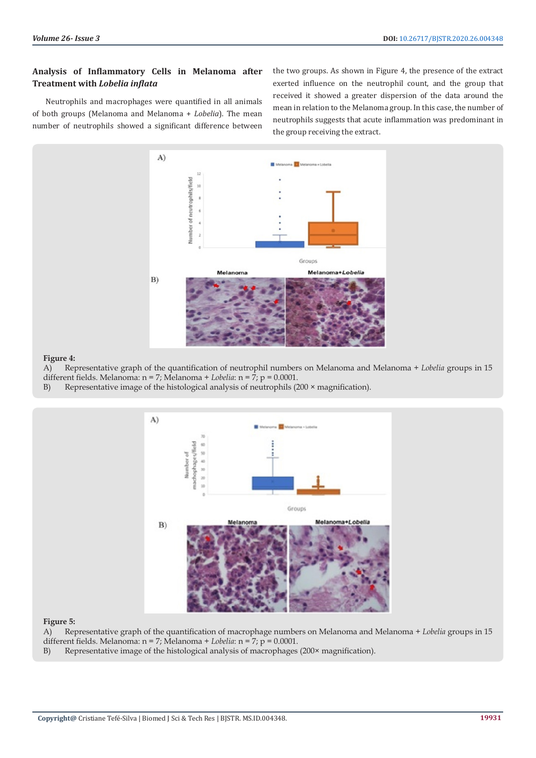### Analysis of Inflammatory Cells in Melanoma after Treatment with *Lobelia inflata*

Neutrophils and macrophages were quantified in all animals of both groups (Melanoma and Melanoma + *Lobelia*). The mean number of neutrophils showed a significant difference between the two groups. As shown in Figure 4, the presence of the extract exerted influence on the neutrophil count, and the group that received it showed a greater dispersion of the data around the mean in relation to the Melanoma group. In this case, the number of neutrophils suggests that acute inflammation was predominant in the group receiving the extract.

**Figure 4:**

A) Representative graph of the quantification of neutrophil numbers on Melanoma and Melanoma + *Lobelia* groups in 15 different fields. Melanoma: n = 7; Melanoma + *Lobelia*: n = 7; p = 0.0001.

B) Representative image of the histological analysis of neutrophils (200 × magnification).

**Figure 5:**

A) Representative graph of the quantification of macrophage numbers on Melanoma and Melanoma + *Lobelia* groups in 15 different fields. Melanoma: n = 7; Melanoma + *Lobelia*: n = 7; p = 0.0001.

B) Representative image of the histological analysis of macrophages (200× magnification).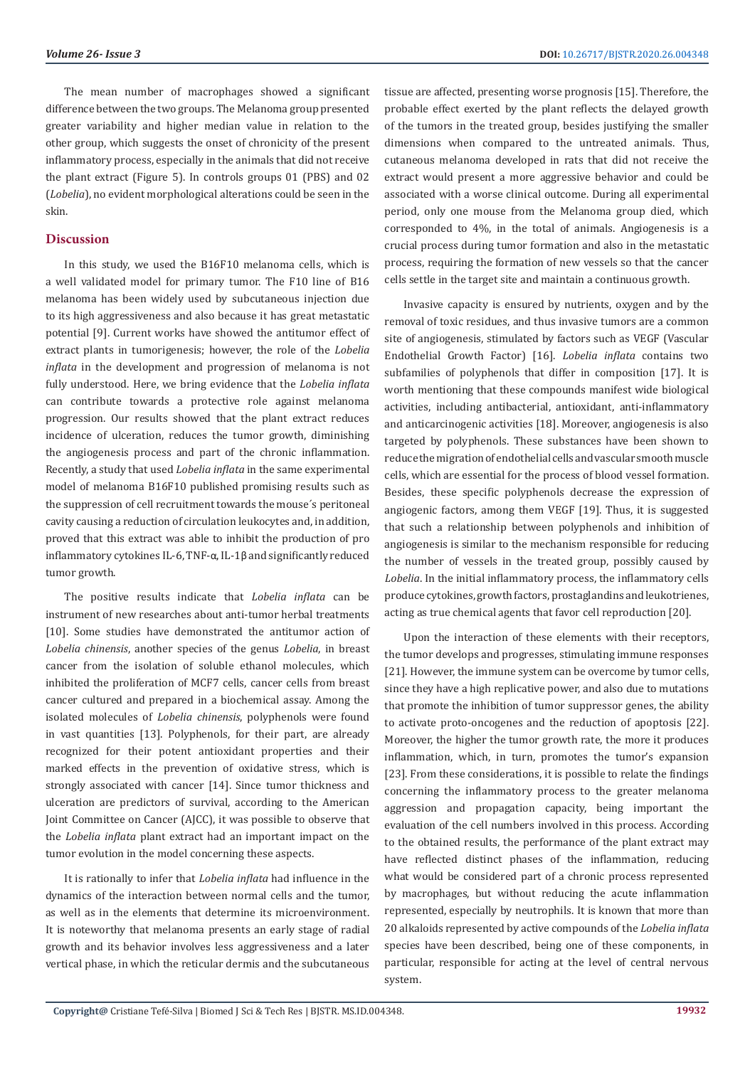The mean number of macrophages showed a significant difference between the two groups. The Melanoma group presented greater variability and higher median value in relation to the other group, which suggests the onset of chronicity of the present inflammatory process, especially in the animals that did not receive the plant extract (Figure 5). In controls groups 01 (PBS) and 02 (*Lobelia*), no evident morphological alterations could be seen in the skin.

## Discussion

In this study, we used the B16F10 melanoma cells, which is a well validated model for primary tumor. The F10 line of B16 melanoma has been widely used by subcutaneous injection due to its high aggressiveness and also because it has great metastatic potential [9]. Current works have showed the antitumor effect of extract plants in tumorigenesis; however, the role of the *Lobelia inflata* in the development and progression of melanoma is not fully understood. Here, we bring evidence that the *Lobelia inflata* can contribute towards a protective role against melanoma progression. Our results showed that the plant extract reduces incidence of ulceration, reduces the tumor growth, diminishing the angiogenesis process and part of the chronic inflammation. Recently, a study that used *Lobelia inflata* in the same experimental model of melanoma B16F10 published promising results such as the suppression of cell recruitment towards the mouse´s peritoneal cavity causing a reduction of circulation leukocytes and, in addition, proved that this extract was able to inhibit the production of pro inflammatory cytokines IL-6, TNF-α, IL-1β and significantly reduced tumor growth.

The positive results indicate that *Lobelia inflata* can be instrument of new researches about anti-tumor herbal treatments [10]. Some studies have demonstrated the antitumor action of *Lobelia chinensis*, another species of the genus *Lobelia*, in breast cancer from the isolation of soluble ethanol molecules, which inhibited the proliferation of MCF7 cells, cancer cells from breast cancer cultured and prepared in a biochemical assay. Among the isolated molecules of *Lobelia chinensis*, polyphenols were found in vast quantities [13]. Polyphenols, for their part, are already recognized for their potent antioxidant properties and their marked effects in the prevention of oxidative stress, which is strongly associated with cancer [14]. Since tumor thickness and ulceration are predictors of survival, according to the American Joint Committee on Cancer (AJCC), it was possible to observe that the *Lobelia inflata* plant extract had an important impact on the tumor evolution in the model concerning these aspects.

It is rationally to infer that *Lobelia inflata* had influence in the dynamics of the interaction between normal cells and the tumor, as well as in the elements that determine its microenvironment. It is noteworthy that melanoma presents an early stage of radial growth and its behavior involves less aggressiveness and a later vertical phase, in which the reticular dermis and the subcutaneous tissue are affected, presenting worse prognosis [15]. Therefore, the probable effect exerted by the plant reflects the delayed growth of the tumors in the treated group, besides justifying the smaller dimensions when compared to the untreated animals. Thus, cutaneous melanoma developed in rats that did not receive the extract would present a more aggressive behavior and could be associated with a worse clinical outcome. During all experimental period, only one mouse from the Melanoma group died, which corresponded to 4%, in the total of animals. Angiogenesis is a crucial process during tumor formation and also in the metastatic process, requiring the formation of new vessels so that the cancer cells settle in the target site and maintain a continuous growth.

Invasive capacity is ensured by nutrients, oxygen and by the removal of toxic residues, and thus invasive tumors are a common site of angiogenesis, stimulated by factors such as VEGF (Vascular Endothelial Growth Factor) [16]. *Lobelia inflata* contains two subfamilies of polyphenols that differ in composition [17]. It is worth mentioning that these compounds manifest wide biological activities, including antibacterial, antioxidant, anti-inflammatory and anticarcinogenic activities [18]. Moreover, angiogenesis is also targeted by polyphenols. These substances have been shown to reduce the migration of endothelial cells and vascular smooth muscle cells, which are essential for the process of blood vessel formation. Besides, these specific polyphenols decrease the expression of angiogenic factors, among them VEGF [19]. Thus, it is suggested that such a relationship between polyphenols and inhibition of angiogenesis is similar to the mechanism responsible for reducing the number of vessels in the treated group, possibly caused by *Lobelia*. In the initial inflammatory process, the inflammatory cells produce cytokines, growth factors, prostaglandins and leukotrienes, acting as true chemical agents that favor cell reproduction [20].

Upon the interaction of these elements with their receptors, the tumor develops and progresses, stimulating immune responses [21]. However, the immune system can be overcome by tumor cells, since they have a high replicative power, and also due to mutations that promote the inhibition of tumor suppressor genes, the ability to activate proto-oncogenes and the reduction of apoptosis [22]. Moreover, the higher the tumor growth rate, the more it produces inflammation, which, in turn, promotes the tumor's expansion [23]. From these considerations, it is possible to relate the findings concerning the inflammatory process to the greater melanoma aggression and propagation capacity, being important the evaluation of the cell numbers involved in this process. According to the obtained results, the performance of the plant extract may have reflected distinct phases of the inflammation, reducing what would be considered part of a chronic process represented by macrophages, but without reducing the acute inflammation represented, especially by neutrophils. It is known that more than 20 alkaloids represented by active compounds of the *Lobelia inflata* species have been described, being one of these components, in particular, responsible for acting at the level of central nervous system.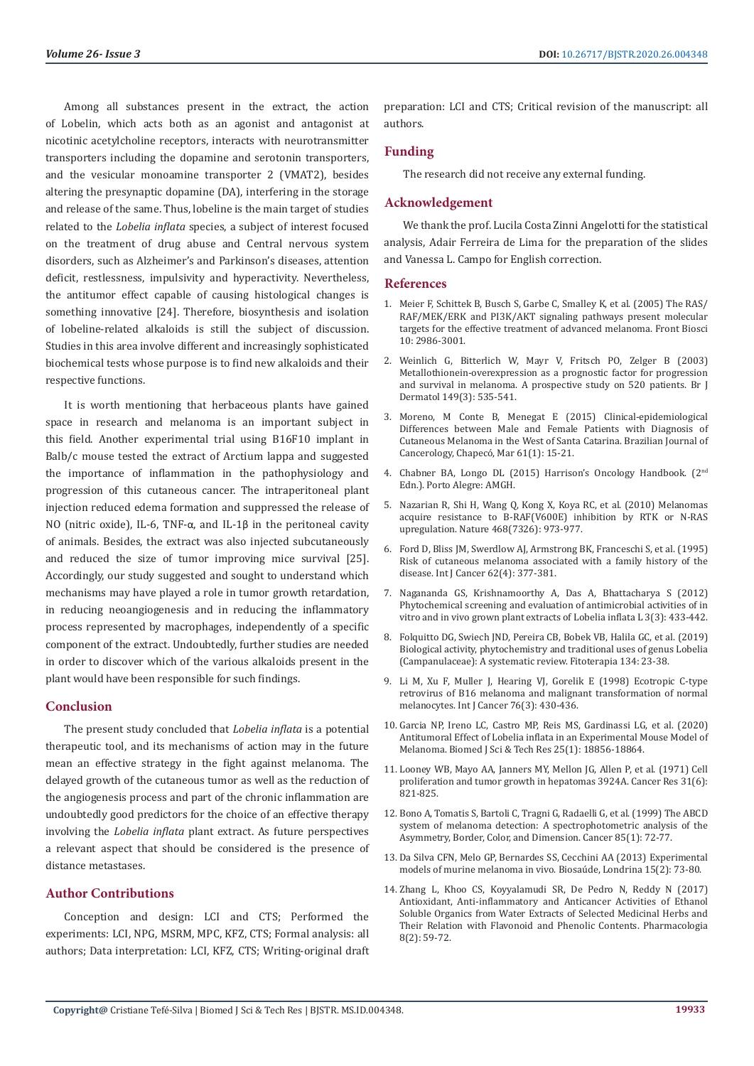Among all substances present in the extract, the action of Lobelin, which acts both as an agonist and antagonist at nicotinic acetylcholine receptors, interacts with neurotransmitter transporters including the dopamine and serotonin transporters, and the vesicular monoamine transporter 2 (VMAT2), besides altering the presynaptic dopamine (DA), interfering in the storage and release of the same. Thus, lobeline is the main target of studies related to the *Lobelia inflata* species, a subject of interest focused on the treatment of drug abuse and Central nervous system disorders, such as Alzheimer's and Parkinson's diseases, attention deficit, restlessness, impulsivity and hyperactivity. Nevertheless, the antitumor effect capable of causing histological changes is something innovative [24]. Therefore, biosynthesis and isolation of lobeline-related alkaloids is still the subject of discussion. Studies in this area involve different and increasingly sophisticated biochemical tests whose purpose is to find new alkaloids and their respective functions.

It is worth mentioning that herbaceous plants have gained space in research and melanoma is an important subject in this field. Another experimental trial using B16F10 implant in Balb/c mouse tested the extract of Arctium lappa and suggested the importance of inflammation in the pathophysiology and progression of this cutaneous cancer. The intraperitoneal plant injection reduced edema formation and suppressed the release of NO (nitric oxide), IL-6, TNF-α, and IL-1β in the peritoneal cavity of animals. Besides, the extract was also injected subcutaneously and reduced the size of tumor improving mice survival [25]. Accordingly, our study suggested and sought to understand which mechanisms may have played a role in tumor growth retardation, in reducing neoangiogenesis and in reducing the inflammatory process represented by macrophages, independently of a specific component of the extract. Undoubtedly, further studies are needed in order to discover which of the various alkaloids present in the plant would have been responsible for such findings.

## Conclusion

The present study concluded that *Lobelia inflata* is a potential therapeutic tool, and its mechanisms of action may in the future mean an effective strategy in the fight against melanoma. The delayed growth of the cutaneous tumor as well as the reduction of the angiogenesis process and part of the chronic inflammation are undoubtedly good predictors for the choice of an effective therapy involving the *Lobelia inflata* plant extract. As future perspectives a relevant aspect that should be considered is the presence of distance metastases.

## Author Contributions

Conception and design: LCI and CTS; Performed the experiments: LCI, NPG, MSRM, MPC, KFZ, CTS; Formal analysis: all authors; Data interpretation: LCI, KFZ, CTS; Writing-original draft preparation: LCI and CTS; Critical revision of the manuscript: all authors.

## Funding

The research did not receive any external funding.

## Acknowledgement

We thank the prof. Lucila Costa Zinni Angelotti for the statistical analysis, Adair Ferreira de Lima for the preparation of the slides and Vanessa L. Campo for English correction.

## References

1. Meier F, Schittek B, Busch S, Garbe C, Smalley K, et al. (2005) The RAS/RAF/MEK/ERK and PI3K/AKT signaling pathways present molecular targets for the effective treatment of advanced melanoma. Front Biosci 10: 2986-3001.
2. Weinlich G, Bitterlich W, Mayr V, Fritsch PO, Zelger B (2003) Metallothionein-overexpression as a prognostic factor for progression and survival in melanoma. A prospective study on 520 patients. Br J Dermatol 149(3): 535-541.
3. Moreno, M Conte B, Menegat E (2015) Clinical-epidemiological Differences between Male and Female Patients with Diagnosis of Cutaneous Melanoma in the West of Santa Catarina. Brazilian Journal of Cancerology, Chapecó, Mar 61(1): 15-21.
4. Chabner BA, Longo DL (2015) Harrison's Oncology Handbook. (2nd Edn.). Porto Alegre: AMGH.
5. Nazarian R, Shi H, Wang Q, Kong X, Koya RC, et al. (2010) Melanomas acquire resistance to B-RAF(V600E) inhibition by RTK or N-RAS upregulation. Nature 468(7326): 973-977.
6. Ford D, Bliss JM, Swerdlow AJ, Armstrong BK, Franceschi S, et al. (1995) Risk of cutaneous melanoma associated with a family history of the disease. Int J Cancer 62(4): 377-381.
7. Nagananda GS, Krishnamoorthy A, Das A, Bhattacharya S (2012) Phytochemical screening and evaluation of antimicrobial activities of in vitro and in vivo grown plant extracts of Lobelia inflata L 3(3): 433-442.
8. Folquitto DG, Swiech JND, Pereira CB, Bobek VB, Halila GC, et al. (2019) Biological activity, phytochemistry and traditional uses of genus Lobelia (Campanulaceae): A systematic review. Fitoterapia 134: 23-38.
9. Li M, Xu F, Muller J, Hearing VJ, Gorelik E (1998) Ecotropic C-type retrovirus of B16 melanoma and malignant transformation of normal melanocytes. Int J Cancer 76(3): 430-436.
10. Garcia NP, Ireno LC, Castro MP, Reis MS, Gardinassi LG, et al. (2020) Antitumoral Effect of Lobelia inflata in an Experimental Mouse Model of Melanoma. Biomed J Sci & Tech Res 25(1): 18856-18864.
11. Looney WB, Mayo AA, Janners MY, Mellon JG, Allen P, et al. (1971) Cell proliferation and tumor growth in hepatomas 3924A. Cancer Res 31(6): 821-825.
12. Bono A, Tomatis S, Bartoli C, Tragni G, Radaelli G, et al. (1999) The ABCD system of melanoma detection: A spectrophotometric analysis of the Asymmetry, Border, Color, and Dimension. Cancer 85(1): 72-77.
13. Da Silva CFN, Melo GP, Bernardes SS, Cecchini AA (2013) Experimental models of murine melanoma in vivo. Biosaúde, Londrina 15(2): 73-80.
14. Zhang L, Khoo CS, Koyyalamudi SR, De Pedro N, Reddy N (2017) Antioxidant, Anti-inflammatory and Anticancer Activities of Ethanol Soluble Organics from Water Extracts of Selected Medicinal Herbs and Their Relation with Flavonoid and Phenolic Contents. Pharmacologia 8(2): 59-72.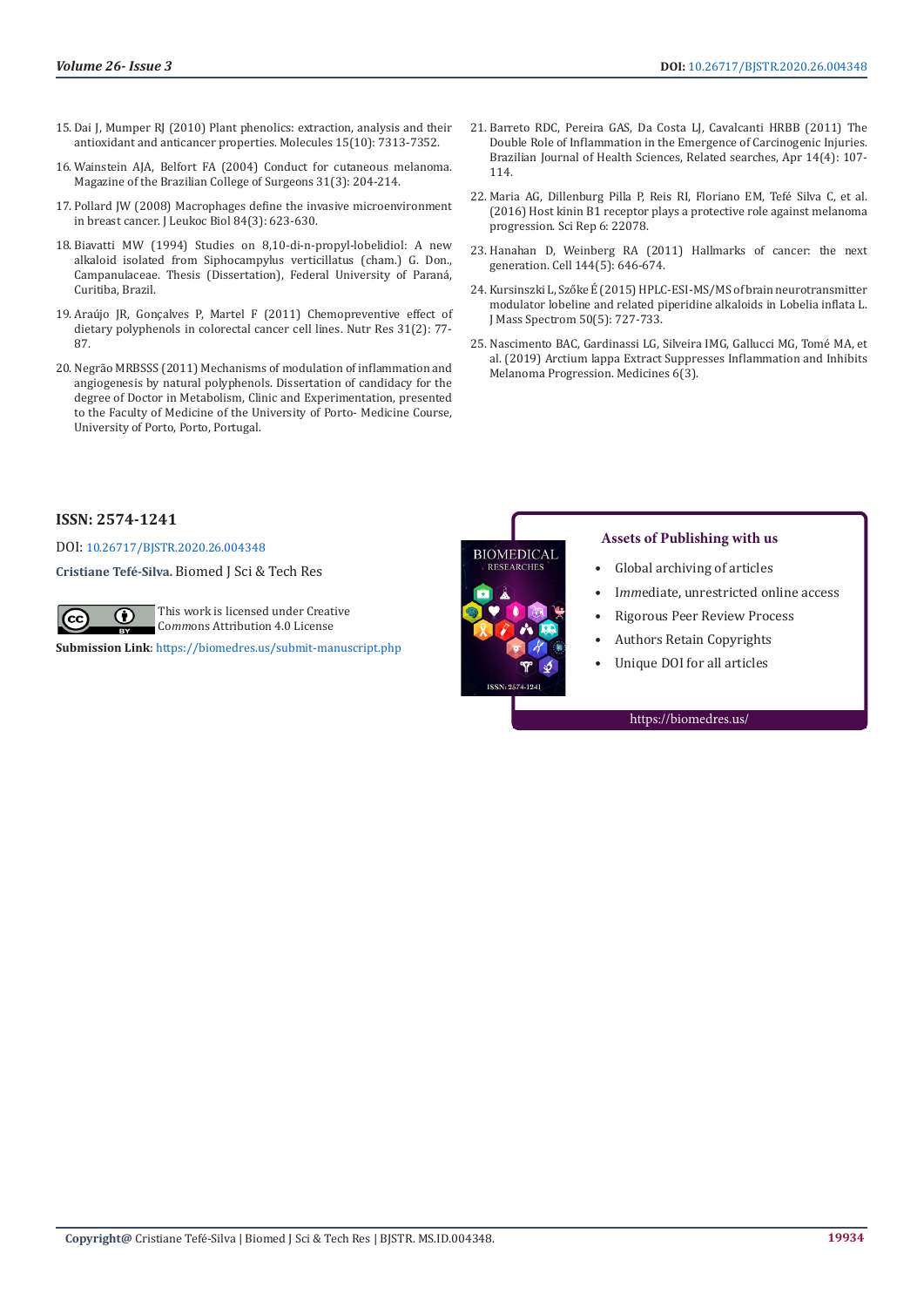15. Dai J, Mumper RJ (2010) Plant phenolics: extraction, analysis and their antioxidant and anticancer properties. Molecules 15(10): 7313-7352.
16. Wainstein AJA, Belfort FA (2004) Conduct for cutaneous melanoma. Magazine of the Brazilian College of Surgeons 31(3): 204-214.
17. Pollard JW (2008) Macrophages define the invasive microenvironment in breast cancer. J Leukoc Biol 84(3): 623-630.
18. Biavatti MW (1994) Studies on 8,10-di-n-propyl-lobelidiol: A new alkaloid isolated from Siphocampylus verticillatus (cham.) G. Don., Campanulaceae. Thesis (Dissertation), Federal University of Paraná, Curitiba, Brazil.
19. Araújo JR, Gonçalves P, Martel F (2011) Chemopreventive effect of dietary polyphenols in colorectal cancer cell lines. Nutr Res 31(2): 77-87.
20. Negrão MRBSSS (2011) Mechanisms of modulation of inflammation and angiogenesis by natural polyphenols. Dissertation of candidacy for the degree of Doctor in Metabolism, Clinic and Experimentation, presented to the Faculty of Medicine of the University of Porto- Medicine Course, University of Porto, Porto, Portugal.
21. Barreto RDC, Pereira GAS, Da Costa LJ, Cavalcanti HRBB (2011) The Double Role of Inflammation in the Emergence of Carcinogenic Injuries. Brazilian Journal of Health Sciences, Related searches, Apr 14(4): 107-114.
22. Maria AG, Dillenburg Pilla P, Reis RI, Floriano EM, Tefé Silva C, et al. (2016) Host kinin B1 receptor plays a protective role against melanoma progression. Sci Rep 6: 22078.
23. Hanahan D, Weinberg RA (2011) Hallmarks of cancer: the next generation. Cell 144(5): 646-674.
24. Kursinszki L, Szőke É (2015) HPLC-ESI-MS/MS of brain neurotransmitter modulator lobeline and related piperidine alkaloids in Lobelia inflata L. J Mass Spectrom 50(5): 727-733.
25. Nascimento BAC, Gardinassi LG, Silveira IMG, Gallucci MG, Tomé MA, et al. (2019) Arctium lappa Extract Suppresses Inflammation and Inhibits Melanoma Progression. Medicines 6(3).

**ISSN: 2574-1241**

DOI: 10.26717/BJSTR.2020.26.004348

**Cristiane Tefé-Silva.** Biomed J Sci & Tech Res

This work is licensed under Creative Commons Attribution 4.0 License

**Submission Link**: https://biomedres.us/submit-manuscript.php

BIOMEDICAL RESEARCHES

ISSN: 2574-1241

**Assets of Publishing with us**

- Global archiving of articles
- Immediate, unrestricted online access
- Rigorous Peer Review Process
- Authors Retain Copyrights
- Unique DOI for all articles

https://biomedres.us/